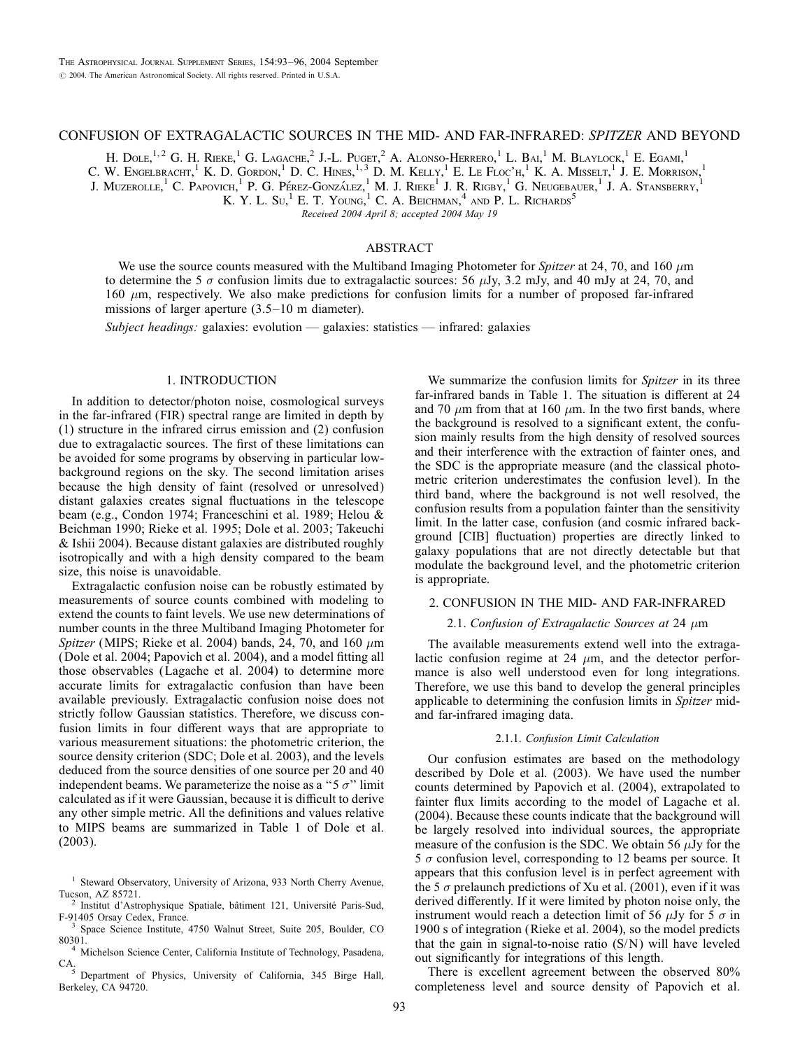# CONFUSION OF EXTRAGALACTIC SOURCES IN THE MID- AND FAR-INFRARED: *SPITZER* AND BEYOND

H. Dole,[1,2] G. H. Rieke,[1] G. Lagache,[2] J.-L. Puget,[2] A. Alonso-Herrero,[1] L. Bai,[1] M. Blaylock,[1] E. Egami,[1] C. W. Engelbracht,[1] K. D. Gordon,[1] D. C. Hines,[1,3] D. M. Kelly,[1] E. Le Floc'h,[1] K. A. Misselt,[1] J. E. Morrison,[1] J. Muzerolle,[1] C. Papovich,[1] P. G. Pérez-González,[1] M. J. Rieke[1] J. R. Rigby,[1] G. Neugebauer,[1] J. A. Stansberry,[1] K. Y. L. Su,[1] E. T. Young,[1] C. A. Beichman,[4] and P. L. Richards[5]

*Received 2004 April 8; accepted 2004 May 19*

## ABSTRACT

We use the source counts measured with the Multiband Imaging Photometer for *Spitzer* at 24, 70, and 160 $\mu$m to determine the 5 $\sigma$ confusion limits due to extragalactic sources: 56 $\mu$Jy, 3.2 mJy, and 40 mJy at 24, 70, and 160 $\mu$m, respectively. We also make predictions for confusion limits for a number of proposed far-infrared missions of larger aperture (3.5–10 m diameter).

*Subject headings:* galaxies: evolution — galaxies: statistics — infrared: galaxies

## 1. INTRODUCTION

In addition to detector/photon noise, cosmological surveys in the far-infrared (FIR) spectral range are limited in depth by (1) structure in the infrared cirrus emission and (2) confusion due to extragalactic sources. The first of these limitations can be avoided for some programs by observing in particular low-background regions on the sky. The second limitation arises because the high density of faint (resolved or unresolved) distant galaxies creates signal fluctuations in the telescope beam (e.g., Condon 1974; Franceschini et al. 1989; Helou & Beichman 1990; Rieke et al. 1995; Dole et al. 2003; Takeuchi & Ishii 2004). Because distant galaxies are distributed roughly isotropically and with a high density compared to the beam size, this noise is unavoidable.

Extragalactic confusion noise can be robustly estimated by measurements of source counts combined with modeling to extend the counts to faint levels. We use new determinations of number counts in the three Multiband Imaging Photometer for *Spitzer* (MIPS; Rieke et al. 2004) bands, 24, 70, and 160 $\mu$m (Dole et al. 2004; Papovich et al. 2004), and a model fitting all those observables (Lagache et al. 2004) to determine more accurate limits for extragalactic confusion than have been available previously. Extragalactic confusion noise does not strictly follow Gaussian statistics. Therefore, we discuss confusion limits in four different ways that are appropriate to various measurement situations: the photometric criterion, the source density criterion (SDC; Dole et al. 2003), and the levels deduced from the source densities of one source per 20 and 40 independent beams. We parameterize the noise as a "5 $\sigma$" limit calculated as if it were Gaussian, because it is difficult to derive any other simple metric. All the definitions and values relative to MIPS beams are summarized in Table 1 of Dole et al. (2003).

We summarize the confusion limits for *Spitzer* in its three far-infrared bands in Table 1. The situation is different at 24 and 70 $\mu$m from that at 160 $\mu$m. In the two first bands, where the background is resolved to a significant extent, the confusion mainly results from the high density of resolved sources and their interference with the extraction of fainter ones, and the SDC is the appropriate measure (and the classical photometric criterion underestimates the confusion level). In the third band, where the background is not well resolved, the confusion results from a population fainter than the sensitivity limit. In the latter case, confusion (and cosmic infrared background [CIB] fluctuation) properties are directly linked to galaxy populations that are not directly detectable but that modulate the background level, and the photometric criterion is appropriate.

## 2. CONFUSION IN THE MID- AND FAR-INFRARED

### 2.1. *Confusion of Extragalactic Sources at* 24 $\mu$m

The available measurements extend well into the extragalactic confusion regime at 24 $\mu$m, and the detector performance is also well understood even for long integrations. Therefore, we use this band to develop the general principles applicable to determining the confusion limits in *Spitzer* mid- and far-infrared imaging data.

#### 2.1.1. *Confusion Limit Calculation*

Our confusion estimates are based on the methodology described by Dole et al. (2003). We have used the number counts determined by Papovich et al. (2004), extrapolated to fainter flux limits according to the model of Lagache et al. (2004). Because these counts indicate that the background will be largely resolved into individual sources, the appropriate measure of the confusion is the SDC. We obtain 56 $\mu$Jy for the 5 $\sigma$ confusion level, corresponding to 12 beams per source. It appears that this confusion level is in perfect agreement with the 5 $\sigma$ prelaunch predictions of Xu et al. (2001), even if it was derived differently. If it were limited by photon noise only, the instrument would reach a detection limit of 56 $\mu$Jy for 5 $\sigma$ in 1900 s of integration (Rieke et al. 2004), so the model predicts that the gain in signal-to-noise ratio (S/N) will have leveled out significantly for integrations of this length.

There is excellent agreement between the observed 80% completeness level and source density of Papovich et al.

---

[1] Steward Observatory, University of Arizona, 933 North Cherry Avenue, Tucson, AZ 85721.

[2] Institut d'Astrophysique Spatiale, bâtiment 121, Université Paris-Sud, F-91405 Orsay Cedex, France.

[3] Space Science Institute, 4750 Walnut Street, Suite 205, Boulder, CO 80301.

[4] Michelson Science Center, California Institute of Technology, Pasadena, CA.

[5] Department of Physics, University of California, 345 Birge Hall, Berkeley, CA 94720.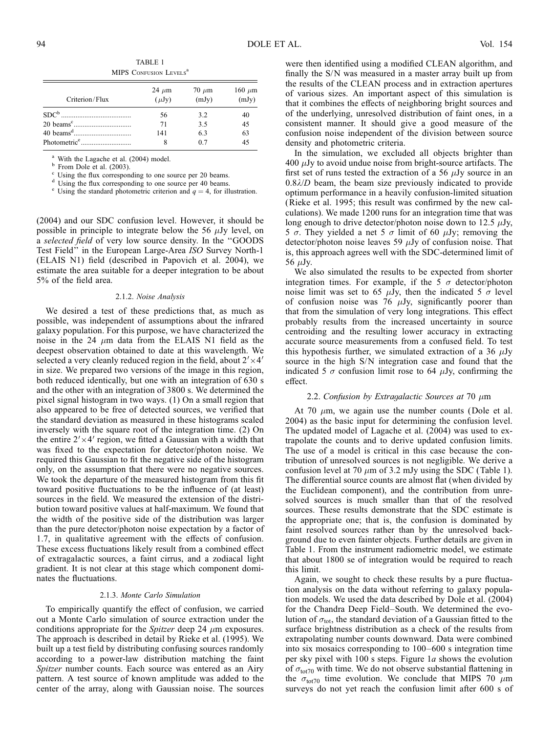TABLE 1

MIPS Confusion Levels[a]

| Criterion/Flux | 24 μm (μJy) | 70 μm (mJy) | 160 μm (mJy) |
| --- | --- | --- | --- |
| SDC[b] | 56 | 3.2 | 40 |
| 20 beams[c] | 71 | 3.5 | 45 |
| 40 beams[d] | 141 | 6.3 | 63 |
| Photometric[e] | 8 | 0.7 | 45 |

[a] With the Lagache et al. (2004) model.

[b] From Dole et al. (2003).

[c] Using the flux corresponding to one source per 20 beams.

[d] Using the flux corresponding to one source per 40 beams.

[e] Using the standard photometric criterion and $q = 4$, for illustration.

(2004) and our SDC confusion level. However, it should be possible in principle to integrate below the 56 μJy level, on a *selected field* of very low source density. In the "GOODS Test Field" in the European Large-Area *ISO* Survey North-1 (ELAIS N1) field (described in Papovich et al. 2004), we estimate the area suitable for a deeper integration to be about 5% of the field area.

#### 2.1.2. *Noise Analysis*

We desired a test of these predictions that, as much as possible, was independent of assumptions about the infrared galaxy population. For this purpose, we have characterized the noise in the 24 μm data from the ELAIS N1 field as the deepest observation obtained to date at this wavelength. We selected a very cleanly reduced region in the field, about $2' \times 4'$ in size. We prepared two versions of the image in this region, both reduced identically, but one with an integration of 630 s and the other with an integration of 3800 s. We determined the pixel signal histogram in two ways. (1) On a small region that also appeared to be free of detected sources, we verified that the standard deviation as measured in these histograms scaled inversely with the square root of the integration time. (2) On the entire $2' \times 4'$ region, we fitted a Gaussian with a width that was fixed to the expectation for detector/photon noise. We required this Gaussian to fit the negative side of the histogram only, on the assumption that there were no negative sources. We took the departure of the measured histogram from this fit toward positive fluctuations to be the influence of (at least) sources in the field. We measured the extension of the distribution toward positive values at half-maximum. We found that the width of the positive side of the distribution was larger than the pure detector/photon noise expectation by a factor of 1.7, in qualitative agreement with the effects of confusion. These excess fluctuations likely result from a combined effect of extragalactic sources, a faint cirrus, and a zodiacal light gradient. It is not clear at this stage which component dominates the fluctuations.

#### 2.1.3. *Monte Carlo Simulation*

To empirically quantify the effect of confusion, we carried out a Monte Carlo simulation of source extraction under the conditions appropriate for the *Spitzer* deep 24 μm exposures. The approach is described in detail by Rieke et al. (1995). We built up a test field by distributing confusing sources randomly according to a power-law distribution matching the faint *Spitzer* number counts. Each source was entered as an Airy pattern. A test source of known amplitude was added to the center of the array, along with Gaussian noise. The sources were then identified using a modified CLEAN algorithm, and finally the S/N was measured in a master array built up from the results of the CLEAN process and in extraction apertures of various sizes. An important aspect of this simulation is that it combines the effects of neighboring bright sources and of the underlying, unresolved distribution of faint ones, in a consistent manner. It should give a good measure of the confusion noise independent of the division between source density and photometric criteria.

In the simulation, we excluded all objects brighter than 400 μJy to avoid undue noise from bright-source artifacts. The first set of runs tested the extraction of a 56 μJy source in an $0.8\lambda/D$ beam, the beam size previously indicated to provide optimum performance in a heavily confusion-limited situation (Rieke et al. 1995; this result was confirmed by the new calculations). We made 1200 runs for an integration time that was long enough to drive detector/photon noise down to 12.5 μJy, 5 σ. They yielded a net 5 σ limit of 60 μJy; removing the detector/photon noise leaves 59 μJy of confusion noise. That is, this approach agrees well with the SDC-determined limit of 56 μJy.

We also simulated the results to be expected from shorter integration times. For example, if the 5 σ detector/photon noise limit was set to 65 μJy, then the indicated 5 σ level of confusion noise was 76 μJy, significantly poorer than that from the simulation of very long integrations. This effect probably results from the increased uncertainty in source centroiding and the resulting lower accuracy in extracting accurate source measurements from a confused field. To test this hypothesis further, we simulated extraction of a 36 μJy source in the high S/N integration case and found that the indicated 5 σ confusion limit rose to 64 μJy, confirming the effect.

### 2.2. *Confusion by Extragalactic Sources at* 70 μm

At 70 μm, we again use the number counts (Dole et al. 2004) as the basic input for determining the confusion level. The updated model of Lagache et al. (2004) was used to extrapolate the counts and to derive updated confusion limits. The use of a model is critical in this case because the contribution of unresolved sources is not negligible. We derive a confusion level at 70 μm of 3.2 mJy using the SDC (Table 1). The differential source counts are almost flat (when divided by the Euclidean component), and the contribution from unresolved sources is much smaller than that of the resolved sources. These results demonstrate that the SDC estimate is the appropriate one; that is, the confusion is dominated by faint resolved sources rather than by the unresolved background due to even fainter objects. Further details are given in Table 1. From the instrument radiometric model, we estimate that about 1800 se of integration would be required to reach this limit.

Again, we sought to check these results by a pure fluctuation analysis on the data without referring to galaxy population models. We used the data described by Dole et al. (2004) for the Chandra Deep Field–South. We determined the evolution of $\sigma_{tot}$, the standard deviation of a Gaussian fitted to the surface brightness distribution as a check of the results from extrapolating number counts downward. Data were combined into six mosaics corresponding to 100–600 s integration time per sky pixel with 100 s steps. Figure 1*a* shows the evolution of $\sigma_{tot70}$ with time. We do not observe substantial flattening in the $\sigma_{tot70}$ time evolution. We conclude that MIPS 70 μm surveys do not yet reach the confusion limit after 600 s of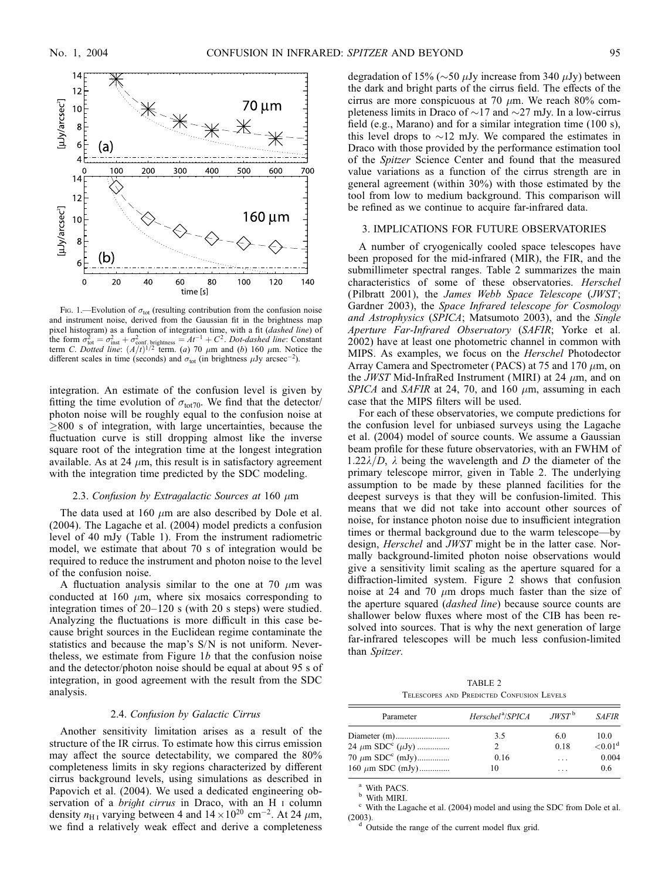FIG. 1.—Evolution of $\sigma_{tot}$ (resulting contribution from the confusion noise and instrument noise, derived from the Gaussian fit in the brightness map pixel histogram) as a function of integration time, with a fit (*dashed line*) of the form $\sigma_{tot}^2 = \sigma_{inst}^2 + \sigma_{conf.\ brightness}^2 = At^{-1} + C^2$. *Dot-dashed line*: Constant term *C*. *Dotted line*: $(A/t)^{1/2}$ term. (*a*) 70 $\mu$m and (*b*) 160 $\mu$m. Notice the different scales in time (seconds) and $\sigma_{tot}$ (in brightness $\mu$Jy arcsec$^{-2}$).

integration. An estimate of the confusion level is given by fitting the time evolution of $\sigma_{tot70}$. We find that the detector/photon noise will be roughly equal to the confusion noise at $\geq$800 s of integration, with large uncertainties, because the fluctuation curve is still dropping almost like the inverse square root of the integration time at the longest integration available. As at 24 $\mu$m, this result is in satisfactory agreement with the integration time predicted by the SDC modeling.

### 2.3. *Confusion by Extragalactic Sources at* 160 $\mu$m

The data used at 160 $\mu$m are also described by Dole et al. (2004). The Lagache et al. (2004) model predicts a confusion level of 40 mJy (Table 1). From the instrument radiometric model, we estimate that about 70 s of integration would be required to reduce the instrument and photon noise to the level of the confusion noise.

A fluctuation analysis similar to the one at 70 $\mu$m was conducted at 160 $\mu$m, where six mosaics corresponding to integration times of 20–120 s (with 20 s steps) were studied. Analyzing the fluctuations is more difficult in this case because bright sources in the Euclidean regime contaminate the statistics and because the map's S/N is not uniform. Nevertheless, we estimate from Figure 1*b* that the confusion noise and the detector/photon noise should be equal at about 95 s of integration, in good agreement with the result from the SDC analysis.

### 2.4. *Confusion by Galactic Cirrus*

Another sensitivity limitation arises as a result of the structure of the IR cirrus. To estimate how this cirrus emission may affect the source detectability, we compared the 80% completeness limits in sky regions characterized by different cirrus background levels, using simulations as described in Papovich et al. (2004). We used a dedicated engineering observation of a *bright cirrus* in Draco, with an H I column density $n_{\rm H\,I}$ varying between 4 and $14 \times 10^{20}$ cm$^{-2}$. At 24 $\mu$m, we find a relatively weak effect and derive a completeness degradation of 15% ($\sim$50 $\mu$Jy increase from 340 $\mu$Jy) between the dark and bright parts of the cirrus field. The effects of the cirrus are more conspicuous at 70 $\mu$m. We reach 80% completeness limits in Draco of $\sim$17 and $\sim$27 mJy. In a low-cirrus field (e.g., Marano) and for a similar integration time (100 s), this level drops to $\sim$12 mJy. We compared the estimates in Draco with those provided by the performance estimation tool of the *Spitzer* Science Center and found that the measured value variations as a function of the cirrus strength are in general agreement (within 30%) with those estimated by the tool from low to medium background. This comparison will be refined as we continue to acquire far-infrared data.

## 3. IMPLICATIONS FOR FUTURE OBSERVATORIES

A number of cryogenically cooled space telescopes have been proposed for the mid-infrared (MIR), the FIR, and the submillimeter spectral ranges. Table 2 summarizes the main characteristics of some of these observatories. *Herschel* (Pilbratt 2001), the *James Webb Space Telescope* (*JWST*; Gardner 2003), the *Space Infrared telescope for Cosmology and Astrophysics* (*SPICA*; Matsumoto 2003), and the *Single Aperture Far-Infrared Observatory* (*SAFIR*; Yorke et al. 2002) have at least one photometric channel in common with MIPS. As examples, we focus on the *Herschel* Photodector Array Camera and Spectrometer (PACS) at 75 and 170 $\mu$m, on the *JWST* Mid-InfraRed Instrument (MIRI) at 24 $\mu$m, and on *SPICA* and *SAFIR* at 24, 70, and 160 $\mu$m, assuming in each case that the MIPS filters will be used.

For each of these observatories, we compute predictions for the confusion level for unbiased surveys using the Lagache et al. (2004) model of source counts. We assume a Gaussian beam profile for these future observatories, with an FWHM of $1.22\lambda/D$, $\lambda$ being the wavelength and $D$ the diameter of the primary telescope mirror, given in Table 2. The underlying assumption to be made by these planned facilities for the deepest surveys is that they will be confusion-limited. This means that we did not take into account other sources of noise, for instance photon noise due to insufficient integration times or thermal background due to the warm telescope—by design, *Herschel* and *JWST* might be in the latter case. Normally background-limited photon noise observations would give a sensitivity limit scaling as the aperture squared for a diffraction-limited system. Figure 2 shows that confusion noise at 24 and 70 $\mu$m drops much faster than the size of the aperture squared (*dashed line*) because source counts are shallower below fluxes where most of the CIB has been resolved into sources. That is why the next generation of large far-infrared telescopes will be much less confusion-limited than *Spitzer*.

TABLE 2
TELESCOPES AND PREDICTED CONFUSION LEVELS

| Parameter | *Herschel*[a]/*SPICA* | *JWST*[b] | *SAFIR* |
|---|---|---|---|
| Diameter (m) | 3.5 | 6.0 | 10.0 |
| 24 $\mu$m SDC[c] ($\mu$Jy) | 2 | 0.18 | <0.01[d] |
| 70 $\mu$m SDC[c] (mJy) | 0.16 | ... | 0.004 |
| 160 $\mu$m SDC (mJy) | 10 | ... | 0.6 |

[a] With PACS.
[b] With MIRI.
[c] With the Lagache et al. (2004) model and using the SDC from Dole et al. (2003).
[d] Outside the range of the current model flux grid.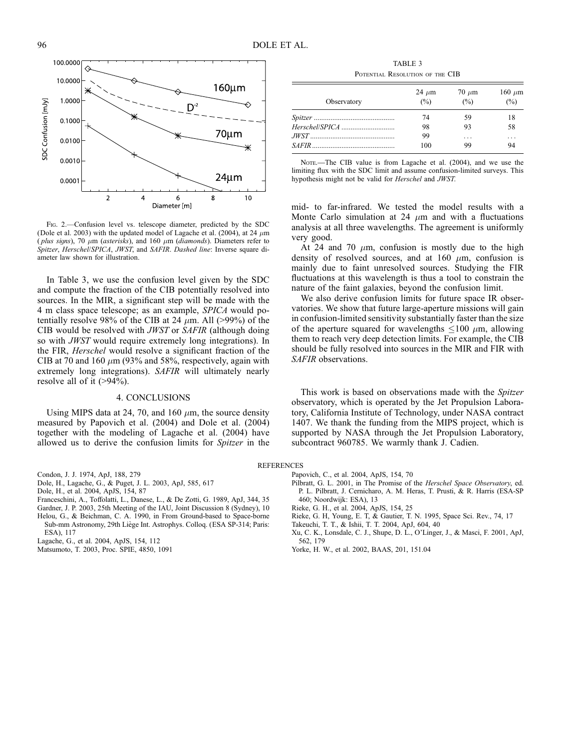100.0000
10.0000
1.0000
0.1000
0.0100
0.0010
0.0001

SDC Confusion [mJy]

160μm

$D^{-2}$

70μm

24μm

2 4 6 8 10

Diameter [m]

Fig. 2.—Confusion level vs. telescope diameter, predicted by the SDC (Dole et al. 2003) with the updated model of Lagache et al. (2004), at 24 $\mu$m (*plus signs*), 70 $\mu$m (*asterisks*), and 160 $\mu$m (*diamonds*). Diameters refer to *Spitzer*, *Herschel*/*SPICA*, *JWST*, and *SAFIR*. *Dashed line*: Inverse square diameter law shown for illustration.

In Table 3, we use the confusion level given by the SDC and compute the fraction of the CIB potentially resolved into sources. In the MIR, a significant step will be made with the 4 m class space telescope; as an example, *SPICA* would potentially resolve 98% of the CIB at 24 $\mu$m. All (>99%) of the CIB would be resolved with *JWST* or *SAFIR* (although doing so with *JWST* would require extremely long integrations). In the FIR, *Herschel* would resolve a significant fraction of the CIB at 70 and 160 $\mu$m (93% and 58%, respectively, again with extremely long integrations). *SAFIR* will ultimately nearly resolve all of it (>94%).

TABLE 3
Potential Resolution of the CIB

| Observatory | 24 $\mu$m (%) | 70 $\mu$m (%) | 160 $\mu$m (%) |
|---|---|---|---|
| *Spitzer* | 74 | 59 | 18 |
| *Herschel*/*SPICA* | 98 | 93 | 58 |
| *JWST* | 99 | ... | ... |
| *SAFIR* | 100 | 99 | 94 |

Note.—The CIB value is from Lagache et al. (2004), and we use the limiting flux with the SDC limit and assume confusion-limited surveys. This hypothesis might not be valid for *Herschel* and *JWST*.

## 4. CONCLUSIONS

Using MIPS data at 24, 70, and 160 $\mu$m, the source density measured by Papovich et al. (2004) and Dole et al. (2004) together with the modeling of Lagache et al. (2004) have allowed us to derive the confusion limits for *Spitzer* in the mid- to far-infrared. We tested the model results with a Monte Carlo simulation at 24 $\mu$m and with a fluctuations analysis at all three wavelengths. The agreement is uniformly very good.

At 24 and 70 $\mu$m, confusion is mostly due to the high density of resolved sources, and at 160 $\mu$m, confusion is mainly due to faint unresolved sources. Studying the FIR fluctuations at this wavelength is thus a tool to constrain the nature of the faint galaxies, beyond the confusion limit.

We also derive confusion limits for future space IR observatories. We show that future large-aperture missions will gain in confusion-limited sensitivity substantially faster than the size of the aperture squared for wavelengths $\leq$100 $\mu$m, allowing them to reach very deep detection limits. For example, the CIB should be fully resolved into sources in the MIR and FIR with *SAFIR* observations.

This work is based on observations made with the *Spitzer* observatory, which is operated by the Jet Propulsion Laboratory, California Institute of Technology, under NASA contract 1407. We thank the funding from the MIPS project, which is supported by NASA through the Jet Propulsion Laboratory, subcontract 960785. We warmly thank J. Cadien.

## REFERENCES

Condon, J. J. 1974, ApJ, 188, 279
Dole, H., Lagache, G., & Puget, J. L. 2003, ApJ, 585, 617
Dole, H., et al. 2004, ApJS, 154, 87
Franceschini, A., Toffolatti, L., Danese, L., & De Zotti, G. 1989, ApJ, 344, 35
Gardner, J. P. 2003, 25th Meeting of the IAU, Joint Discussion 8 (Sydney), 10
Helou, G., & Beichman, C. A. 1990, in From Ground-based to Space-borne Sub-mm Astronomy, 29th Liège Int. Astrophys. Colloq. (ESA SP-314; Paris: ESA), 117
Lagache, G., et al. 2004, ApJS, 154, 112
Matsumoto, T. 2003, Proc. SPIE, 4850, 1091
Papovich, C., et al. 2004, ApJS, 154, 70
Pilbratt, G. L. 2001, in The Promise of the *Herschel Space Observatory*, ed. P. L. Pilbratt, J. Cernicharo, A. M. Heras, T. Prusti, & R. Harris (ESA-SP 460; Noordwijk: ESA), 13
Rieke, G. H., et al. 2004, ApJS, 154, 25
Rieke, G. H, Young, E. T, & Gautier, T. N. 1995, Space Sci. Rev., 74, 17
Takeuchi, T. T., & Ishii, T. T. 2004, ApJ, 604, 40
Xu, C. K., Lonsdale, C. J., Shupe, D. L., O'Linger, J., & Masci, F. 2001, ApJ, 562, 179
Yorke, H. W., et al. 2002, BAAS, 201, 151.04